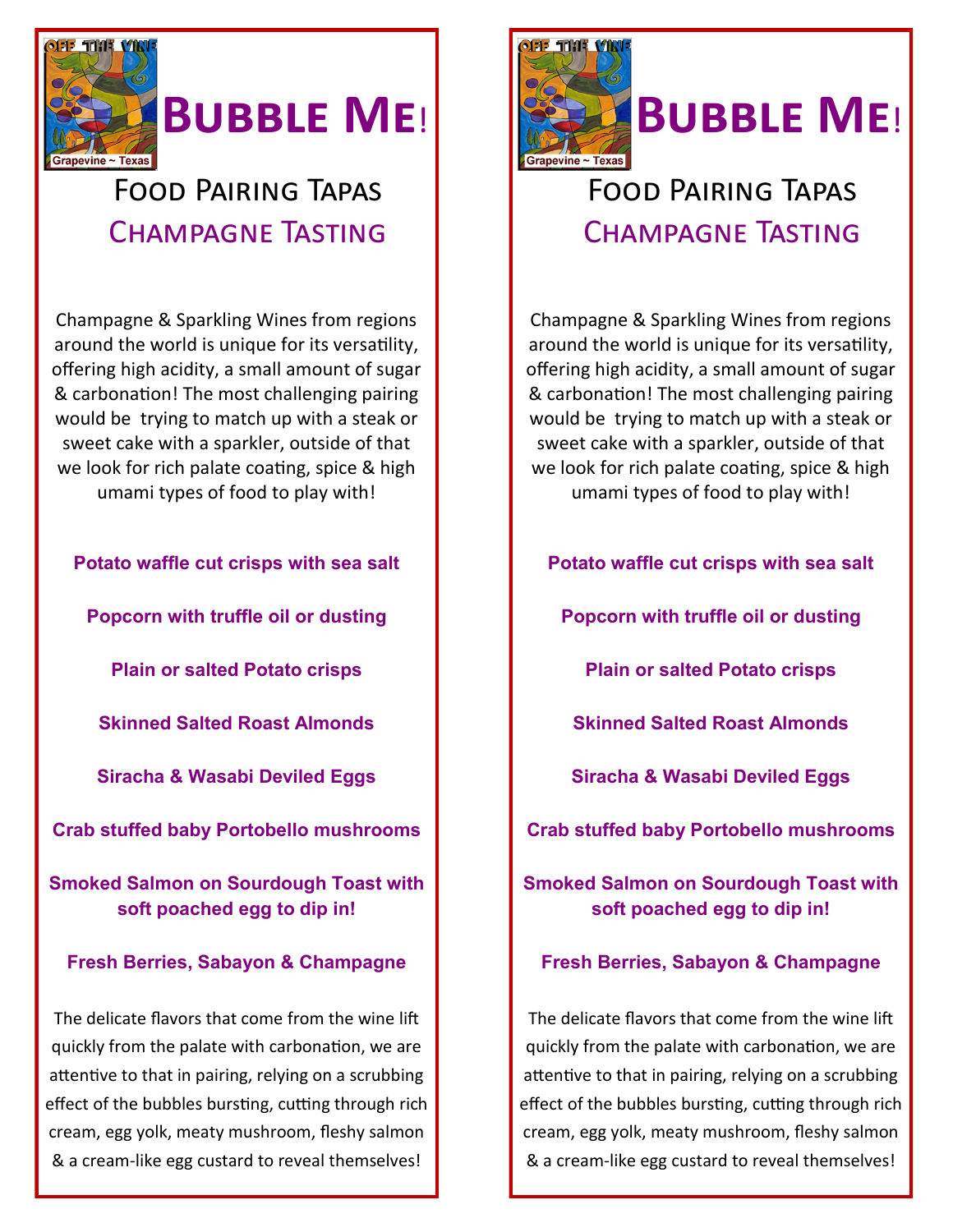# Bubble Me!

## Food Pairing Tapas
## Champagne Tasting

Champagne & Sparkling Wines from regions around the world is unique for its versatility, offering high acidity, a small amount of sugar & carbonation! The most challenging pairing would be trying to match up with a steak or sweet cake with a sparkler, outside of that we look for rich palate coating, spice & high umami types of food to play with!

**Potato waffle cut crisps with sea salt**

**Popcorn with truffle oil or dusting**

**Plain or salted Potato crisps**

**Skinned Salted Roast Almonds**

**Siracha & Wasabi Deviled Eggs**

**Crab stuffed baby Portobello mushrooms**

**Smoked Salmon on Sourdough Toast with soft poached egg to dip in!**

**Fresh Berries, Sabayon & Champagne**

The delicate flavors that come from the wine lift quickly from the palate with carbonation, we are attentive to that in pairing, relying on a scrubbing effect of the bubbles bursting, cutting through rich cream, egg yolk, meaty mushroom, fleshy salmon & a cream-like egg custard to reveal themselves!

# Bubble Me!

## Food Pairing Tapas
## Champagne Tasting

Champagne & Sparkling Wines from regions around the world is unique for its versatility, offering high acidity, a small amount of sugar & carbonation! The most challenging pairing would be trying to match up with a steak or sweet cake with a sparkler, outside of that we look for rich palate coating, spice & high umami types of food to play with!

**Potato waffle cut crisps with sea salt**

**Popcorn with truffle oil or dusting**

**Plain or salted Potato crisps**

**Skinned Salted Roast Almonds**

**Siracha & Wasabi Deviled Eggs**

**Crab stuffed baby Portobello mushrooms**

**Smoked Salmon on Sourdough Toast with soft poached egg to dip in!**

**Fresh Berries, Sabayon & Champagne**

The delicate flavors that come from the wine lift quickly from the palate with carbonation, we are attentive to that in pairing, relying on a scrubbing effect of the bubbles bursting, cutting through rich cream, egg yolk, meaty mushroom, fleshy salmon & a cream-like egg custard to reveal themselves!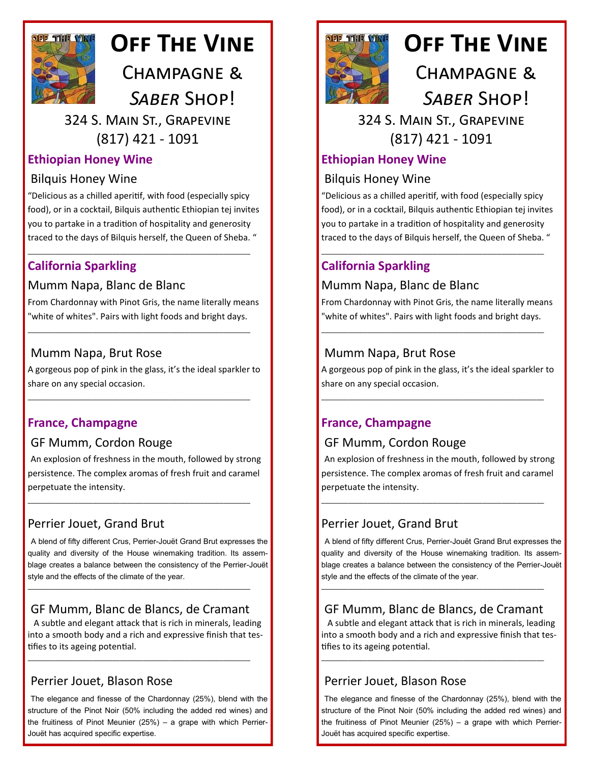# Off The Vine

## Champagne & *Saber* Shop!

324 S. Main St., Grapevine
(817) 421 - 1091

### Ethiopian Honey Wine

Bilquis Honey Wine

"Delicious as a chilled aperitif, with food (especially spicy food), or in a cocktail, Bilquis authentic Ethiopian tej invites you to partake in a tradition of hospitality and generosity traced to the days of Bilquis herself, the Queen of Sheba. "

---

### California Sparkling

Mumm Napa, Blanc de Blanc

From Chardonnay with Pinot Gris, the name literally means "white of whites". Pairs with light foods and bright days.

---

Mumm Napa, Brut Rose

A gorgeous pop of pink in the glass, it's the ideal sparkler to share on any special occasion.

---

### France, Champagne

GF Mumm, Cordon Rouge

An explosion of freshness in the mouth, followed by strong persistence. The complex aromas of fresh fruit and caramel perpetuate the intensity.

---

Perrier Jouet, Grand Brut

A blend of fifty different Crus, Perrier-Jouët Grand Brut expresses the quality and diversity of the House winemaking tradition. Its assemblage creates a balance between the consistency of the Perrier-Jouët style and the effects of the climate of the year.

---

GF Mumm, Blanc de Blancs, de Cramant

A subtle and elegant attack that is rich in minerals, leading into a smooth body and a rich and expressive finish that testifies to its ageing potential.

---

Perrier Jouet, Blason Rose

The elegance and finesse of the Chardonnay (25%), blend with the structure of the Pinot Noir (50% including the added red wines) and the fruitiness of Pinot Meunier (25%) – a grape with which Perrier-Jouët has acquired specific expertise.